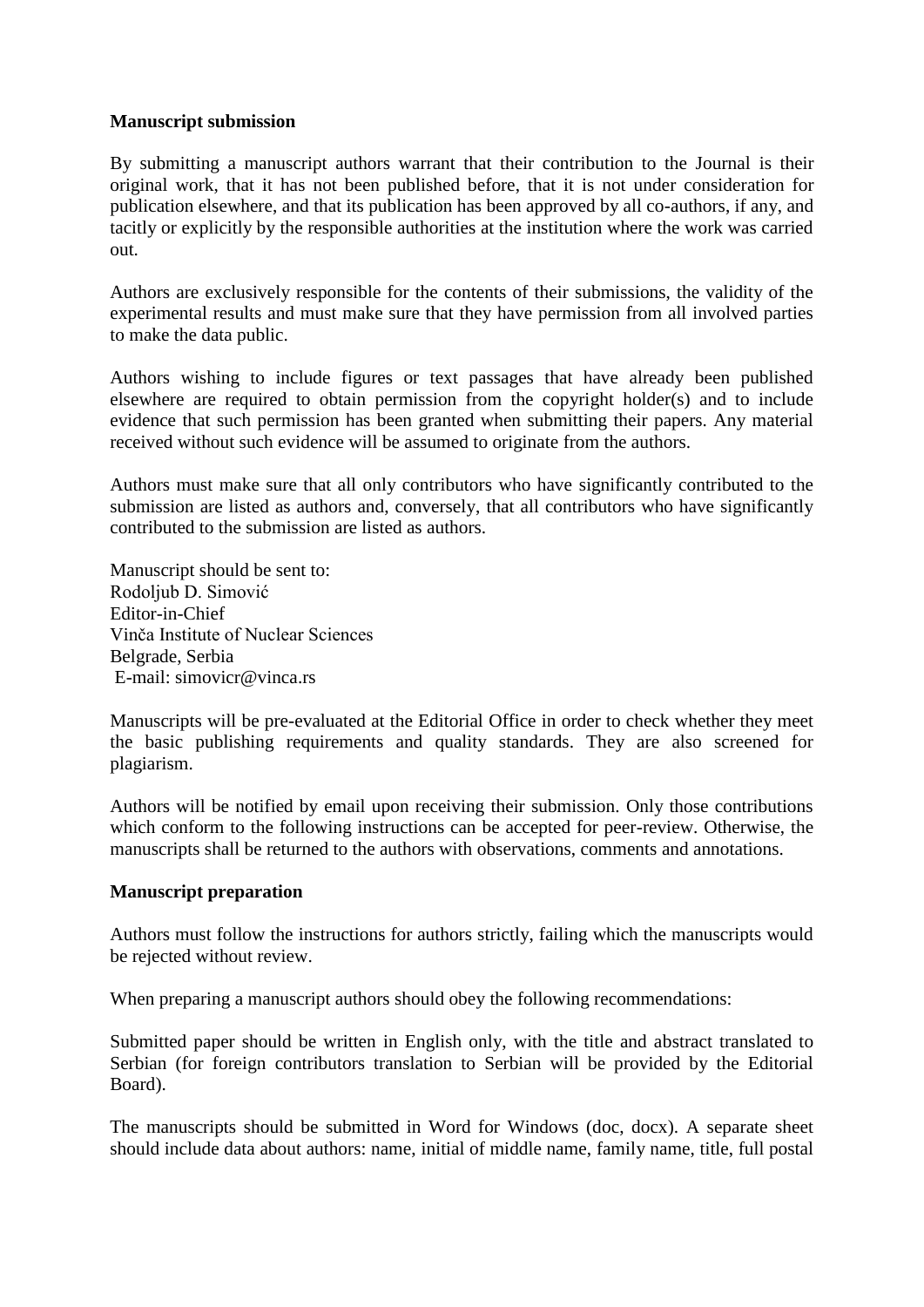**Manuscript submission**

By submitting a manuscript authors warrant that their contribution to the Journal is their original work, that it has not been published before, that it is not under consideration for publication elsewhere, and that its publication has been approved by all co-authors, if any, and tacitly or explicitly by the responsible authorities at the institution where the work was carried out.

Authors are exclusively responsible for the contents of their submissions, the validity of the experimental results and must make sure that they have permission from all involved parties to make the data public.

Authors wishing to include figures or text passages that have already been published elsewhere are required to obtain permission from the copyright holder(s) and to include evidence that such permission has been granted when submitting their papers. Any material received without such evidence will be assumed to originate from the authors.

Authors must make sure that all only contributors who have significantly contributed to the submission are listed as authors and, conversely, that all contributors who have significantly contributed to the submission are listed as authors.

Manuscript should be sent to:
Rodoljub D. Simović
Editor-in-Chief
Vinča Institute of Nuclear Sciences
Belgrade, Serbia
E-mail: simovicr@vinca.rs

Manuscripts will be pre-evaluated at the Editorial Office in order to check whether they meet the basic publishing requirements and quality standards. They are also screened for plagiarism.

Authors will be notified by email upon receiving their submission. Only those contributions which conform to the following instructions can be accepted for peer-review. Otherwise, the manuscripts shall be returned to the authors with observations, comments and annotations.

**Manuscript preparation**

Authors must follow the instructions for authors strictly, failing which the manuscripts would be rejected without review.

When preparing a manuscript authors should obey the following recommendations:

Submitted paper should be written in English only, with the title and abstract translated to Serbian (for foreign contributors translation to Serbian will be provided by the Editorial Board).

The manuscripts should be submitted in Word for Windows (doc, docx). A separate sheet should include data about authors: name, initial of middle name, family name, title, full postal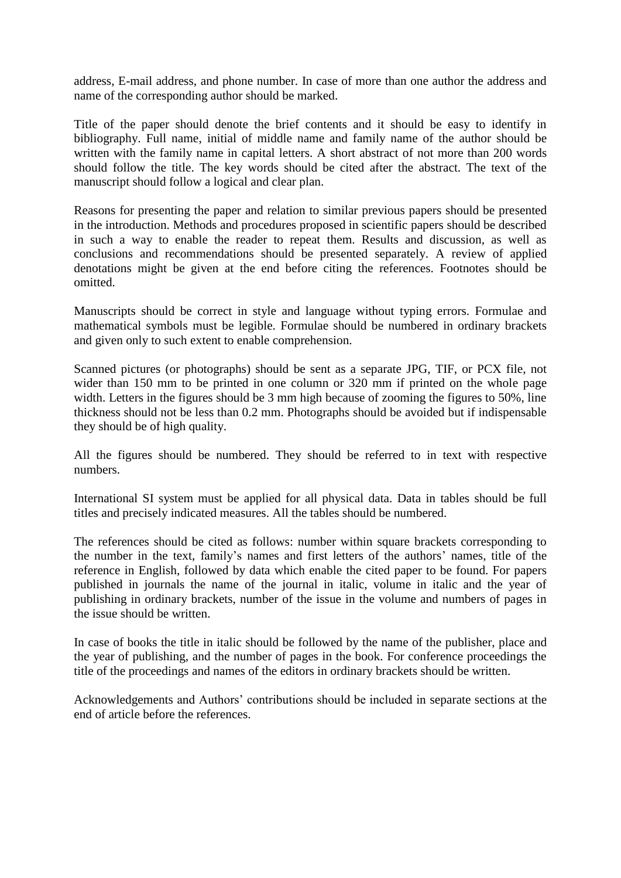address, E-mail address, and phone number. In case of more than one author the address and name of the corresponding author should be marked.

Title of the paper should denote the brief contents and it should be easy to identify in bibliography. Full name, initial of middle name and family name of the author should be written with the family name in capital letters. A short abstract of not more than 200 words should follow the title. The key words should be cited after the abstract. The text of the manuscript should follow a logical and clear plan.

Reasons for presenting the paper and relation to similar previous papers should be presented in the introduction. Methods and procedures proposed in scientific papers should be described in such a way to enable the reader to repeat them. Results and discussion, as well as conclusions and recommendations should be presented separately. A review of applied denotations might be given at the end before citing the references. Footnotes should be omitted.

Manuscripts should be correct in style and language without typing errors. Formulae and mathematical symbols must be legible. Formulae should be numbered in ordinary brackets and given only to such extent to enable comprehension.

Scanned pictures (or photographs) should be sent as a separate JPG, TIF, or PCX file, not wider than 150 mm to be printed in one column or 320 mm if printed on the whole page width. Letters in the figures should be 3 mm high because of zooming the figures to 50%, line thickness should not be less than 0.2 mm. Photographs should be avoided but if indispensable they should be of high quality.

All the figures should be numbered. They should be referred to in text with respective numbers.

International SI system must be applied for all physical data. Data in tables should be full titles and precisely indicated measures. All the tables should be numbered.

The references should be cited as follows: number within square brackets corresponding to the number in the text, family's names and first letters of the authors' names, title of the reference in English, followed by data which enable the cited paper to be found. For papers published in journals the name of the journal in italic, volume in italic and the year of publishing in ordinary brackets, number of the issue in the volume and numbers of pages in the issue should be written.

In case of books the title in italic should be followed by the name of the publisher, place and the year of publishing, and the number of pages in the book. For conference proceedings the title of the proceedings and names of the editors in ordinary brackets should be written.

Acknowledgements and Authors' contributions should be included in separate sections at the end of article before the references.